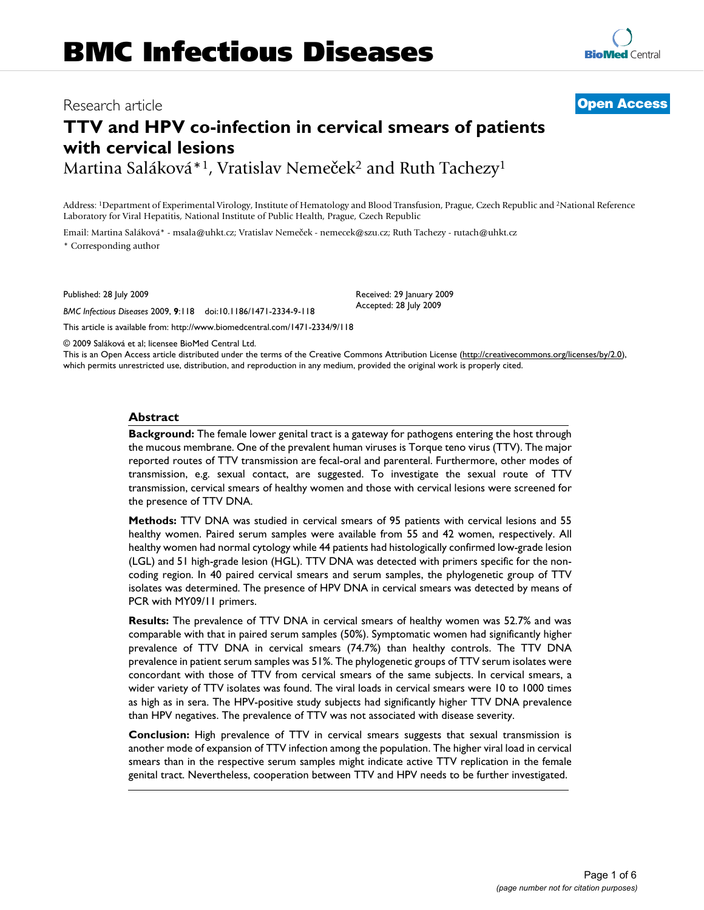Research article

**Open Access**

# TTV and HPV co-infection in cervical smears of patients with cervical lesions

Martina Saláková*[1], Vratislav Nemeček[2] and Ruth Tachezy[1]

Address: [1]Department of Experimental Virology, Institute of Hematology and Blood Transfusion, Prague, Czech Republic and [2]National Reference Laboratory for Viral Hepatitis, National Institute of Public Health, Prague, Czech Republic

Email: Martina Saláková* - msala@uhkt.cz; Vratislav Nemeček - nemecek@szu.cz; Ruth Tachezy - rutach@uhkt.cz

\* Corresponding author

Published: 28 July 2009

*BMC Infectious Diseases* 2009, **9**:118 doi:10.1186/1471-2334-9-118

Received: 29 January 2009
Accepted: 28 July 2009

This article is available from: http://www.biomedcentral.com/1471-2334/9/118

© 2009 Saláková et al; licensee BioMed Central Ltd.
This is an Open Access article distributed under the terms of the Creative Commons Attribution License (http://creativecommons.org/licenses/by/2.0), which permits unrestricted use, distribution, and reproduction in any medium, provided the original work is properly cited.

## Abstract

**Background:** The female lower genital tract is a gateway for pathogens entering the host through the mucous membrane. One of the prevalent human viruses is Torque teno virus (TTV). The major reported routes of TTV transmission are fecal-oral and parenteral. Furthermore, other modes of transmission, e.g. sexual contact, are suggested. To investigate the sexual route of TTV transmission, cervical smears of healthy women and those with cervical lesions were screened for the presence of TTV DNA.

**Methods:** TTV DNA was studied in cervical smears of 95 patients with cervical lesions and 55 healthy women. Paired serum samples were available from 55 and 42 women, respectively. All healthy women had normal cytology while 44 patients had histologically confirmed low-grade lesion (LGL) and 51 high-grade lesion (HGL). TTV DNA was detected with primers specific for the non-coding region. In 40 paired cervical smears and serum samples, the phylogenetic group of TTV isolates was determined. The presence of HPV DNA in cervical smears was detected by means of PCR with MY09/11 primers.

**Results:** The prevalence of TTV DNA in cervical smears of healthy women was 52.7% and was comparable with that in paired serum samples (50%). Symptomatic women had significantly higher prevalence of TTV DNA in cervical smears (74.7%) than healthy controls. The TTV DNA prevalence in patient serum samples was 51%. The phylogenetic groups of TTV serum isolates were concordant with those of TTV from cervical smears of the same subjects. In cervical smears, a wider variety of TTV isolates was found. The viral loads in cervical smears were 10 to 1000 times as high as in sera. The HPV-positive study subjects had significantly higher TTV DNA prevalence than HPV negatives. The prevalence of TTV was not associated with disease severity.

**Conclusion:** High prevalence of TTV in cervical smears suggests that sexual transmission is another mode of expansion of TTV infection among the population. The higher viral load in cervical smears than in the respective serum samples might indicate active TTV replication in the female genital tract. Nevertheless, cooperation between TTV and HPV needs to be further investigated.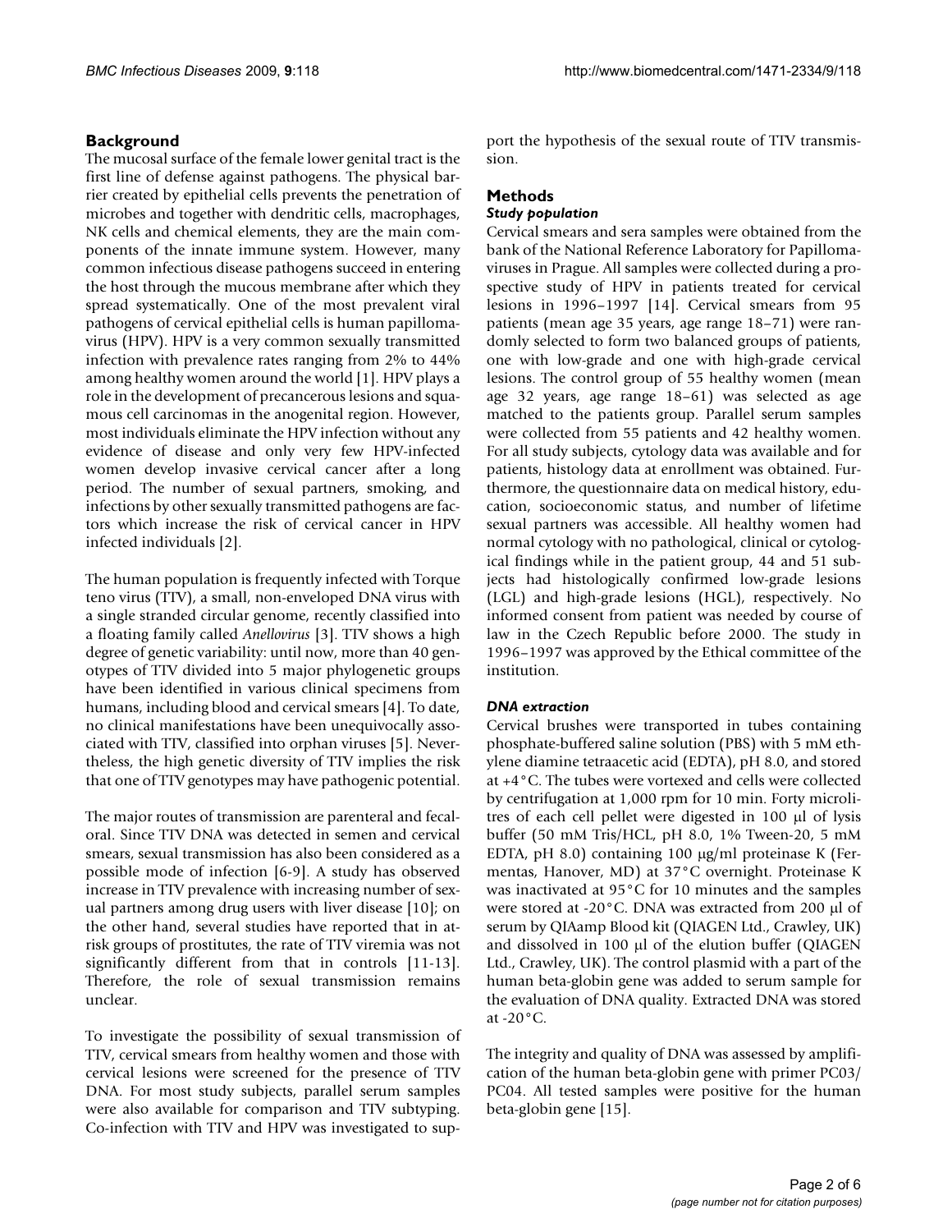## Background

The mucosal surface of the female lower genital tract is the first line of defense against pathogens. The physical barrier created by epithelial cells prevents the penetration of microbes and together with dendritic cells, macrophages, NK cells and chemical elements, they are the main components of the innate immune system. However, many common infectious disease pathogens succeed in entering the host through the mucous membrane after which they spread systematically. One of the most prevalent viral pathogens of cervical epithelial cells is human papillomavirus (HPV). HPV is a very common sexually transmitted infection with prevalence rates ranging from 2% to 44% among healthy women around the world [1]. HPV plays a role in the development of precancerous lesions and squamous cell carcinomas in the anogenital region. However, most individuals eliminate the HPV infection without any evidence of disease and only very few HPV-infected women develop invasive cervical cancer after a long period. The number of sexual partners, smoking, and infections by other sexually transmitted pathogens are factors which increase the risk of cervical cancer in HPV infected individuals [2].

The human population is frequently infected with Torque teno virus (TTV), a small, non-enveloped DNA virus with a single stranded circular genome, recently classified into a floating family called *Anellovirus* [3]. TTV shows a high degree of genetic variability: until now, more than 40 genotypes of TTV divided into 5 major phylogenetic groups have been identified in various clinical specimens from humans, including blood and cervical smears [4]. To date, no clinical manifestations have been unequivocally associated with TTV, classified into orphan viruses [5]. Nevertheless, the high genetic diversity of TTV implies the risk that one of TTV genotypes may have pathogenic potential.

The major routes of transmission are parenteral and fecal-oral. Since TTV DNA was detected in semen and cervical smears, sexual transmission has also been considered as a possible mode of infection [6-9]. A study has observed increase in TTV prevalence with increasing number of sexual partners among drug users with liver disease [10]; on the other hand, several studies have reported that in at-risk groups of prostitutes, the rate of TTV viremia was not significantly different from that in controls [11-13]. Therefore, the role of sexual transmission remains unclear.

To investigate the possibility of sexual transmission of TTV, cervical smears from healthy women and those with cervical lesions were screened for the presence of TTV DNA. For most study subjects, parallel serum samples were also available for comparison and TTV subtyping. Co-infection with TTV and HPV was investigated to support the hypothesis of the sexual route of TTV transmission.

## Methods

### *Study population*

Cervical smears and sera samples were obtained from the bank of the National Reference Laboratory for Papillomaviruses in Prague. All samples were collected during a prospective study of HPV in patients treated for cervical lesions in 1996–1997 [14]. Cervical smears from 95 patients (mean age 35 years, age range 18–71) were randomly selected to form two balanced groups of patients, one with low-grade and one with high-grade cervical lesions. The control group of 55 healthy women (mean age 32 years, age range 18–61) was selected as age matched to the patients group. Parallel serum samples were collected from 55 patients and 42 healthy women. For all study subjects, cytology data was available and for patients, histology data at enrollment was obtained. Furthermore, the questionnaire data on medical history, education, socioeconomic status, and number of lifetime sexual partners was accessible. All healthy women had normal cytology with no pathological, clinical or cytological findings while in the patient group, 44 and 51 subjects had histologically confirmed low-grade lesions (LGL) and high-grade lesions (HGL), respectively. No informed consent from patient was needed by course of law in the Czech Republic before 2000. The study in 1996–1997 was approved by the Ethical committee of the institution.

### *DNA extraction*

Cervical brushes were transported in tubes containing phosphate-buffered saline solution (PBS) with 5 mM ethylene diamine tetraacetic acid (EDTA), pH 8.0, and stored at +4°C. The tubes were vortexed and cells were collected by centrifugation at 1,000 rpm for 10 min. Forty microlitres of each cell pellet were digested in 100 μl of lysis buffer (50 mM Tris/HCL, pH 8.0, 1% Tween-20, 5 mM EDTA, pH 8.0) containing 100 μg/ml proteinase K (Fermentas, Hanover, MD) at 37°C overnight. Proteinase K was inactivated at 95°C for 10 minutes and the samples were stored at -20°C. DNA was extracted from 200 μl of serum by QIAamp Blood kit (QIAGEN Ltd., Crawley, UK) and dissolved in 100 μl of the elution buffer (QIAGEN Ltd., Crawley, UK). The control plasmid with a part of the human beta-globin gene was added to serum sample for the evaluation of DNA quality. Extracted DNA was stored at -20°C.

The integrity and quality of DNA was assessed by amplification of the human beta-globin gene with primer PC03/PC04. All tested samples were positive for the human beta-globin gene [15].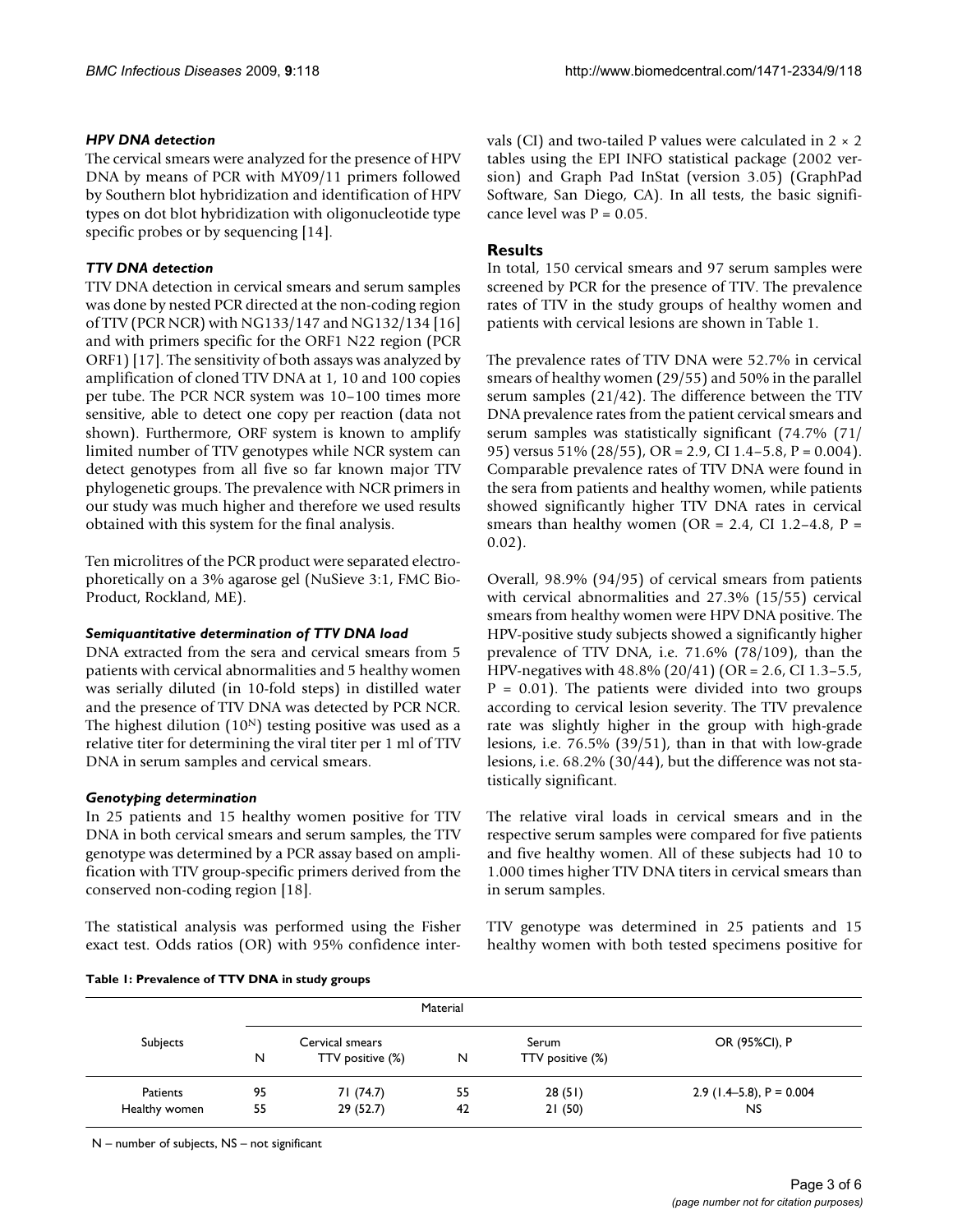### *HPV DNA detection*

The cervical smears were analyzed for the presence of HPV DNA by means of PCR with MY09/11 primers followed by Southern blot hybridization and identification of HPV types on dot blot hybridization with oligonucleotide type specific probes or by sequencing [14].

### *TTV DNA detection*

TTV DNA detection in cervical smears and serum samples was done by nested PCR directed at the non-coding region of TTV (PCR NCR) with NG133/147 and NG132/134 [16] and with primers specific for the ORF1 N22 region (PCR ORF1) [17]. The sensitivity of both assays was analyzed by amplification of cloned TTV DNA at 1, 10 and 100 copies per tube. The PCR NCR system was 10–100 times more sensitive, able to detect one copy per reaction (data not shown). Furthermore, ORF system is known to amplify limited number of TTV genotypes while NCR system can detect genotypes from all five so far known major TTV phylogenetic groups. The prevalence with NCR primers in our study was much higher and therefore we used results obtained with this system for the final analysis.

Ten microlitres of the PCR product were separated electrophoretically on a 3% agarose gel (NuSieve 3:1, FMC Bio-Product, Rockland, ME).

### *Semiquantitative determination of TTV DNA load*

DNA extracted from the sera and cervical smears from 5 patients with cervical abnormalities and 5 healthy women was serially diluted (in 10-fold steps) in distilled water and the presence of TTV DNA was detected by PCR NCR. The highest dilution ($10^N$) testing positive was used as a relative titer for determining the viral titer per 1 ml of TTV DNA in serum samples and cervical smears.

### *Genotyping determination*

In 25 patients and 15 healthy women positive for TTV DNA in both cervical smears and serum samples, the TTV genotype was determined by a PCR assay based on amplification with TTV group-specific primers derived from the conserved non-coding region [18].

The statistical analysis was performed using the Fisher exact test. Odds ratios (OR) with 95% confidence intervals (CI) and two-tailed P values were calculated in 2 × 2 tables using the EPI INFO statistical package (2002 version) and Graph Pad InStat (version 3.05) (GraphPad Software, San Diego, CA). In all tests, the basic significance level was P = 0.05.

## Results

In total, 150 cervical smears and 97 serum samples were screened by PCR for the presence of TTV. The prevalence rates of TTV in the study groups of healthy women and patients with cervical lesions are shown in Table 1.

The prevalence rates of TTV DNA were 52.7% in cervical smears of healthy women (29/55) and 50% in the parallel serum samples (21/42). The difference between the TTV DNA prevalence rates from the patient cervical smears and serum samples was statistically significant (74.7% (71/95) versus 51% (28/55), OR = 2.9, CI 1.4–5.8, P = 0.004). Comparable prevalence rates of TTV DNA were found in the sera from patients and healthy women, while patients showed significantly higher TTV DNA rates in cervical smears than healthy women (OR = 2.4, CI 1.2–4.8, P = 0.02).

Overall, 98.9% (94/95) of cervical smears from patients with cervical abnormalities and 27.3% (15/55) cervical smears from healthy women were HPV DNA positive. The HPV-positive study subjects showed a significantly higher prevalence of TTV DNA, i.e. 71.6% (78/109), than the HPV-negatives with 48.8% (20/41) (OR = 2.6, CI 1.3–5.5, P = 0.01). The patients were divided into two groups according to cervical lesion severity. The TTV prevalence rate was slightly higher in the group with high-grade lesions, i.e. 76.5% (39/51), than in that with low-grade lesions, i.e. 68.2% (30/44), but the difference was not statistically significant.

The relative viral loads in cervical smears and in the respective serum samples were compared for five patients and five healthy women. All of these subjects had 10 to 1.000 times higher TTV DNA titers in cervical smears than in serum samples.

TTV genotype was determined in 25 patients and 15 healthy women with both tested specimens positive for

**Table 1: Prevalence of TTV DNA in study groups**

| Subjects | Material | | | | OR (95%CI), P |
|---|---|---|---|---|---|
| | Cervical smears | | Serum | | |
| | N | TTV positive (%) | N | TTV positive (%) | |
| Patients | 95 | 71 (74.7) | 55 | 28 (51) | 2.9 (1.4–5.8), P = 0.004 |
| Healthy women | 55 | 29 (52.7) | 42 | 21 (50) | NS |

N – number of subjects, NS – not significant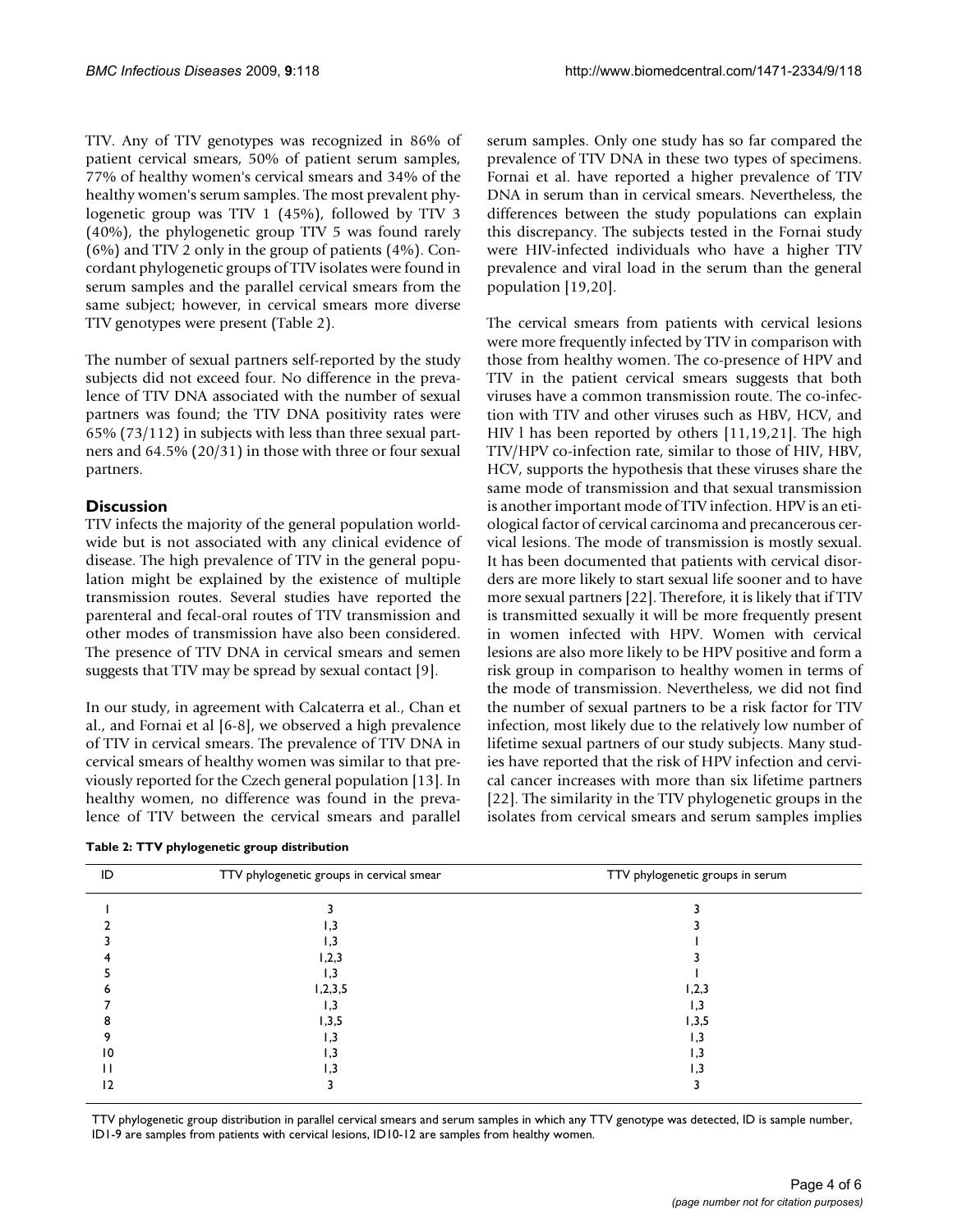TTV. Any of TTV genotypes was recognized in 86% of patient cervical smears, 50% of patient serum samples, 77% of healthy women's cervical smears and 34% of the healthy women's serum samples. The most prevalent phylogenetic group was TTV 1 (45%), followed by TTV 3 (40%), the phylogenetic group TTV 5 was found rarely (6%) and TTV 2 only in the group of patients (4%). Concordant phylogenetic groups of TTV isolates were found in serum samples and the parallel cervical smears from the same subject; however, in cervical smears more diverse TTV genotypes were present (Table 2).

The number of sexual partners self-reported by the study subjects did not exceed four. No difference in the prevalence of TTV DNA associated with the number of sexual partners was found; the TTV DNA positivity rates were 65% (73/112) in subjects with less than three sexual partners and 64.5% (20/31) in those with three or four sexual partners.

## Discussion

TTV infects the majority of the general population worldwide but is not associated with any clinical evidence of disease. The high prevalence of TTV in the general population might be explained by the existence of multiple transmission routes. Several studies have reported the parenteral and fecal-oral routes of TTV transmission and other modes of transmission have also been considered. The presence of TTV DNA in cervical smears and semen suggests that TTV may be spread by sexual contact [9].

In our study, in agreement with Calcaterra et al., Chan et al., and Fornai et al [6-8], we observed a high prevalence of TTV in cervical smears. The prevalence of TTV DNA in cervical smears of healthy women was similar to that previously reported for the Czech general population [13]. In healthy women, no difference was found in the prevalence of TTV between the cervical smears and parallel serum samples. Only one study has so far compared the prevalence of TTV DNA in these two types of specimens. Fornai et al. have reported a higher prevalence of TTV DNA in serum than in cervical smears. Nevertheless, the differences between the study populations can explain this discrepancy. The subjects tested in the Fornai study were HIV-infected individuals who have a higher TTV prevalence and viral load in the serum than the general population [19,20].

The cervical smears from patients with cervical lesions were more frequently infected by TTV in comparison with those from healthy women. The co-presence of HPV and TTV in the patient cervical smears suggests that both viruses have a common transmission route. The co-infection with TTV and other viruses such as HBV, HCV, and HIV 1 has been reported by others [11,19,21]. The high TTV/HPV co-infection rate, similar to those of HIV, HBV, HCV, supports the hypothesis that these viruses share the same mode of transmission and that sexual transmission is another important mode of TTV infection. HPV is an etiological factor of cervical carcinoma and precancerous cervical lesions. The mode of transmission is mostly sexual. It has been documented that patients with cervical disorders are more likely to start sexual life sooner and to have more sexual partners [22]. Therefore, it is likely that if TTV is transmitted sexually it will be more frequently present in women infected with HPV. Women with cervical lesions are also more likely to be HPV positive and form a risk group in comparison to healthy women in terms of the mode of transmission. Nevertheless, we did not find the number of sexual partners to be a risk factor for TTV infection, most likely due to the relatively low number of lifetime sexual partners of our study subjects. Many studies have reported that the risk of HPV infection and cervical cancer increases with more than six lifetime partners [22]. The similarity in the TTV phylogenetic groups in the isolates from cervical smears and serum samples implies

**Table 2: TTV phylogenetic group distribution**

| ID | TTV phylogenetic groups in cervical smear | TTV phylogenetic groups in serum |
|---|---|---|
| 1 | 3 | 3 |
| 2 | 1,3 | 3 |
| 3 | 1,3 | 1 |
| 4 | 1,2,3 | 3 |
| 5 | 1,3 | 1 |
| 6 | 1,2,3,5 | 1,2,3 |
| 7 | 1,3 | 1,3 |
| 8 | 1,3,5 | 1,3,5 |
| 9 | 1,3 | 1,3 |
| 10 | 1,3 | 1,3 |
| 11 | 1,3 | 1,3 |
| 12 | 3 | 3 |

TTV phylogenetic group distribution in parallel cervical smears and serum samples in which any TTV genotype was detected, ID is sample number, ID1-9 are samples from patients with cervical lesions, ID10-12 are samples from healthy women.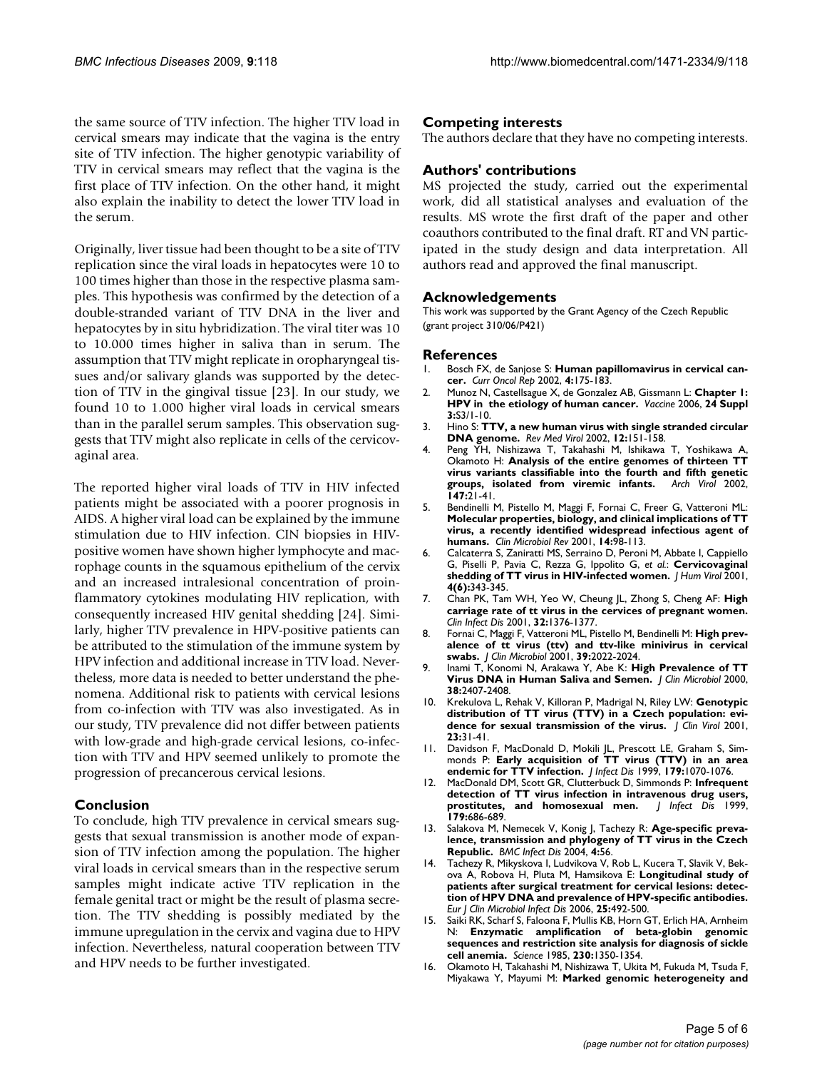the same source of TTV infection. The higher TTV load in cervical smears may indicate that the vagina is the entry site of TTV infection. The higher genotypic variability of TTV in cervical smears may reflect that the vagina is the first place of TTV infection. On the other hand, it might also explain the inability to detect the lower TTV load in the serum.

Originally, liver tissue had been thought to be a site of TTV replication since the viral loads in hepatocytes were 10 to 100 times higher than those in the respective plasma samples. This hypothesis was confirmed by the detection of a double-stranded variant of TTV DNA in the liver and hepatocytes by in situ hybridization. The viral titer was 10 to 10.000 times higher in saliva than in serum. The assumption that TTV might replicate in oropharyngeal tissues and/or salivary glands was supported by the detection of TTV in the gingival tissue [23]. In our study, we found 10 to 1.000 higher viral loads in cervical smears than in the parallel serum samples. This observation suggests that TTV might also replicate in cells of the cervicovaginal area.

The reported higher viral loads of TTV in HIV infected patients might be associated with a poorer prognosis in AIDS. A higher viral load can be explained by the immune stimulation due to HIV infection. CIN biopsies in HIV-positive women have shown higher lymphocyte and macrophage counts in the squamous epithelium of the cervix and an increased intralesional concentration of proinflammatory cytokines modulating HIV replication, with consequently increased HIV genital shedding [24]. Similarly, higher TTV prevalence in HPV-positive patients can be attributed to the stimulation of the immune system by HPV infection and additional increase in TTV load. Nevertheless, more data is needed to better understand the phenomena. Additional risk to patients with cervical lesions from co-infection with TTV was also investigated. As in our study, TTV prevalence did not differ between patients with low-grade and high-grade cervical lesions, co-infection with TTV and HPV seemed unlikely to promote the progression of precancerous cervical lesions.

## Conclusion

To conclude, high TTV prevalence in cervical smears suggests that sexual transmission is another mode of expansion of TTV infection among the population. The higher viral loads in cervical smears than in the respective serum samples might indicate active TTV replication in the female genital tract or might be the result of plasma secretion. The TTV shedding is possibly mediated by the immune upregulation in the cervix and vagina due to HPV infection. Nevertheless, natural cooperation between TTV and HPV needs to be further investigated.

## Competing interests

The authors declare that they have no competing interests.

## Authors' contributions

MS projected the study, carried out the experimental work, did all statistical analyses and evaluation of the results. MS wrote the first draft of the paper and other coauthors contributed to the final draft. RT and VN participated in the study design and data interpretation. All authors read and approved the final manuscript.

## Acknowledgements

This work was supported by the Grant Agency of the Czech Republic (grant project 310/06/P421)

## References

1. Bosch FX, de Sanjose S: **Human papillomavirus in cervical cancer.** *Curr Oncol Rep* 2002, **4:**175-183.
2. Munoz N, Castellsague X, de Gonzalez AB, Gissmann L: **Chapter 1: HPV in the etiology of human cancer.** *Vaccine* 2006, **24 Suppl 3:**S3/1-10.
3. Hino S: **TTV, a new human virus with single stranded circular DNA genome.** *Rev Med Virol* 2002, **12:**151-158.
4. Peng YH, Nishizawa T, Takahashi M, Ishikawa T, Yoshikawa A, Okamoto H: **Analysis of the entire genomes of thirteen TT virus variants classifiable into the fourth and fifth genetic groups, isolated from viremic infants.** *Arch Virol* 2002, **147:**21-41.
5. Bendinelli M, Pistello M, Maggi F, Fornai C, Freer G, Vatteroni ML: **Molecular properties, biology, and clinical implications of TT virus, a recently identified widespread infectious agent of humans.** *Clin Microbiol Rev* 2001, **14:**98-113.
6. Calcaterra S, Zaniratti MS, Serraino D, Peroni M, Abbate I, Cappiello G, Piselli P, Pavia C, Rezza G, Ippolito G, *et al.*: **Cervicovaginal shedding of TT virus in HIV-infected women.** *J Hum Virol* 2001, **4(6):**343-345.
7. Chan PK, Tam WH, Yeo W, Cheung JL, Zhong S, Cheng AF: **High carriage rate of tt virus in the cervices of pregnant women.** *Clin Infect Dis* 2001, **32:**1376-1377.
8. Fornai C, Maggi F, Vatteroni ML, Pistello M, Bendinelli M: **High prevalence of tt virus (ttv) and ttv-like minivirus in cervical swabs.** *J Clin Microbiol* 2001, **39:**2022-2024.
9. Inami T, Konomi N, Arakawa Y, Abe K: **High Prevalence of TT Virus DNA in Human Saliva and Semen.** *J Clin Microbiol* 2000, **38:**2407-2408.
10. Krekulova L, Rehak V, Killoran P, Madrigal N, Riley LW: **Genotypic distribution of TT virus (TTV) in a Czech population: evidence for sexual transmission of the virus.** *J Clin Virol* 2001, **23:**31-41.
11. Davidson F, MacDonald D, Mokili JL, Prescott LE, Graham S, Simmonds P: **Early acquisition of TT virus (TTV) in an area endemic for TTV infection.** *J Infect Dis* 1999, **179:**1070-1076.
12. MacDonald DM, Scott GR, Clutterbuck D, Simmonds P: **Infrequent detection of TT virus infection in intravenous drug users, prostitutes, and homosexual men.** *J Infect Dis* 1999, **179:**686-689.
13. Salakova M, Nemecek V, Konig J, Tachezy R: **Age-specific prevalence, transmission and phylogeny of TT virus in the Czech Republic.** *BMC Infect Dis* 2004, **4:**56.
14. Tachezy R, Mikyskova I, Ludvikova V, Rob L, Kucera T, Slavik V, Bekova A, Robova H, Pluta M, Hamsikova E: **Longitudinal study of patients after surgical treatment for cervical lesions: detection of HPV DNA and prevalence of HPV-specific antibodies.** *Eur J Clin Microbiol Infect Dis* 2006, **25:**492-500.
15. Saiki RK, Scharf S, Faloona F, Mullis KB, Horn GT, Erlich HA, Arnheim N: **Enzymatic amplification of beta-globin genomic sequences and restriction site analysis for diagnosis of sickle cell anemia.** *Science* 1985, **230:**1350-1354.
16. Okamoto H, Takahashi M, Nishizawa T, Ukita M, Fukuda M, Tsuda F, Miyakawa Y, Mayumi M: **Marked genomic heterogeneity and**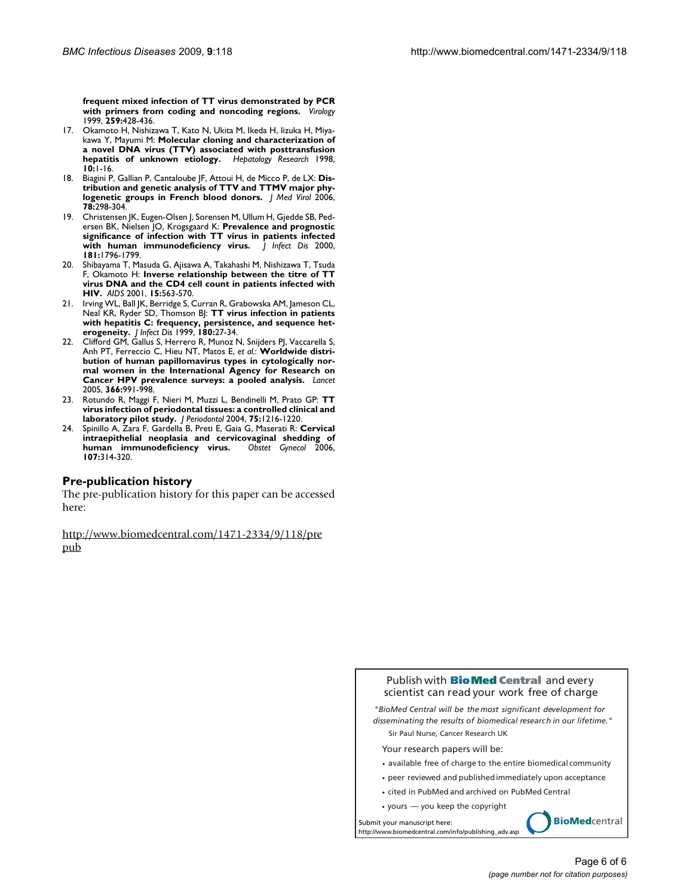frequent mixed infection of TT virus demonstrated by PCR with primers from coding and noncoding regions. *Virology* 1999, **259:**428-436.

17. Okamoto H, Nishizawa T, Kato N, Ukita M, Ikeda H, Iizuka H, Miyakawa Y, Mayumi M: **Molecular cloning and characterization of a novel DNA virus (TTV) associated with posttransfusion hepatitis of unknown etiology.** *Hepatology Research* 1998, **10:**1-16.
18. Biagini P, Gallian P, Cantaloube JF, Attoui H, de Micco P, de LX: **Distribution and genetic analysis of TTV and TTMV major phylogenetic groups in French blood donors.** *J Med Virol* 2006, **78:**298-304.
19. Christensen JK, Eugen-Olsen J, Sorensen M, Ullum H, Gjedde SB, Pedersen BK, Nielsen JO, Krogsgaard K: **Prevalence and prognostic significance of infection with TT virus in patients infected with human immunodeficiency virus.** *J Infect Dis* 2000, **181:**1796-1799.
20. Shibayama T, Masuda G, Ajisawa A, Takahashi M, Nishizawa T, Tsuda F, Okamoto H: **Inverse relationship between the titre of TT virus DNA and the CD4 cell count in patients infected with HIV.** *AIDS* 2001, **15:**563-570.
21. Irving WL, Ball JK, Berridge S, Curran R, Grabowska AM, Jameson CL, Neal KR, Ryder SD, Thomson BJ: **TT virus infection in patients with hepatitis C: frequency, persistence, and sequence heterogeneity.** *J Infect Dis* 1999, **180:**27-34.
22. Clifford GM, Gallus S, Herrero R, Munoz N, Snijders PJ, Vaccarella S, Anh PT, Ferreccio C, Hieu NT, Matos E, *et al.*: **Worldwide distribution of human papillomavirus types in cytologically normal women in the International Agency for Research on Cancer HPV prevalence surveys: a pooled analysis.** *Lancet* 2005, **366:**991-998.
23. Rotundo R, Maggi F, Nieri M, Muzzi L, Bendinelli M, Prato GP: **TT virus infection of periodontal tissues: a controlled clinical and laboratory pilot study.** *J Periodontol* 2004, **75:**1216-1220.
24. Spinillo A, Zara F, Gardella B, Preti E, Gaia G, Maserati R: **Cervical intraepithelial neoplasia and cervicovaginal shedding of human immunodeficiency virus.** *Obstet Gynecol* 2006, **107:**314-320.

## Pre-publication history

The pre-publication history for this paper can be accessed here:

http://www.biomedcentral.com/1471-2334/9/118/prepub

Publish with **BioMed Central** and every scientist can read your work free of charge

*"BioMed Central will be the most significant development for disseminating the results of biomedical research in our lifetime."*

Sir Paul Nurse, Cancer Research UK

Your research papers will be:

- available free of charge to the entire biomedical community
- peer reviewed and published immediately upon acceptance
- cited in PubMed and archived on PubMed Central
- yours — you keep the copyright

Submit your manuscript here:
http://www.biomedcentral.com/info/publishing_adv.asp

BioMedcentral